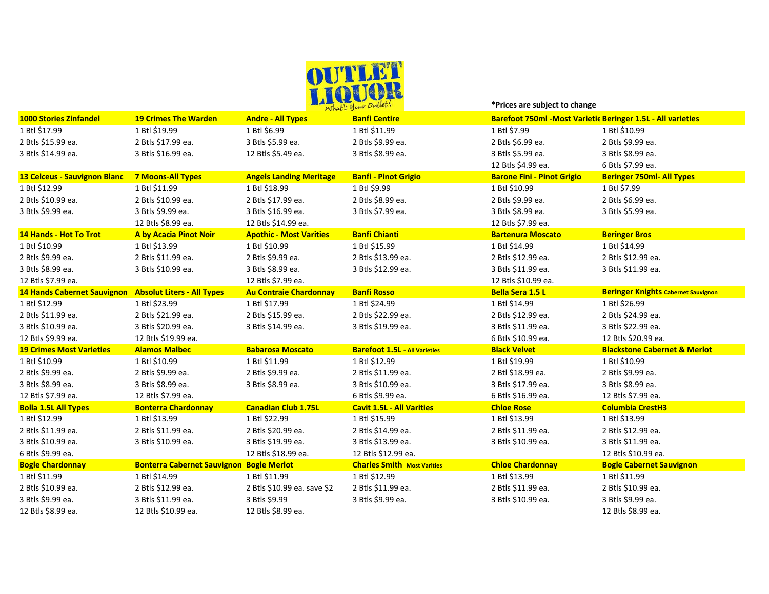# OUTLET LIQUOR

*What's Your Outlet?*

*Prices are subject to change

| **1000 Stories Zinfandel** | **19 Crimes The Warden** | **Andre - All Types** | **Banfi Centire** | **Barefoot 750ml -Most Varietie** | **Beringer 1.5L - All varieties** |
|---|---|---|---|---|---|
| 1 Btl $17.99 | 1 Btl $19.99 | 1 Btl $6.99 | 1 Btl $11.99 | 1 Btl $7.99 | 1 Btl $10.99 |
| 2 Btls $15.99 ea. | 2 Btls $17.99 ea. | 3 Btls $5.99 ea. | 2 Btls $9.99 ea. | 2 Btls $6.99 ea. | 2 Btls $9.99 ea. |
| 3 Btls $14.99 ea. | 3 Btls $16.99 ea. | 12 Btls $5.49 ea. | 3 Btls $8.99 ea. | 3 Btls $5.99 ea. | 3 Btls $8.99 ea. |
| | | | | 12 Btls $4.99 ea. | 6 Btls $7.99 ea. |
| **13 Celceus - Sauvignon Blanc** | **7 Moons-All Types** | **Angels Landing Meritage** | **Banfi - Pinot Grigio** | **Barone Fini - Pinot Grigio** | **Beringer 750ml- All Types** |
| 1 Btl $12.99 | 1 Btl $11.99 | 1 Btl $18.99 | 1 Btl $9.99 | 1 Btl $10.99 | 1 Btl $7.99 |
| 2 Btls $10.99 ea. | 2 Btls $10.99 ea. | 2 Btls $17.99 ea. | 2 Btls $8.99 ea. | 2 Btls $9.99 ea. | 2 Btls $6.99 ea. |
| 3 Btls $9.99 ea. | 3 Btls $9.99 ea. | 3 Btls $16.99 ea. | 3 Btls $7.99 ea. | 3 Btls $8.99 ea. | 3 Btls $5.99 ea. |
| | 12 Btls $8.99 ea. | 12 Btls $14.99 ea. | | 12 Btls $7.99 ea. | |
| **14 Hands - Hot To Trot** | **A by Acacia Pinot Noir** | **Apothic - Most Varities** | **Banfi Chianti** | **Bartenura Moscato** | **Beringer Bros** |
| 1 Btl $10.99 | 1 Btl $13.99 | 1 Btl $10.99 | 1 Btl $15.99 | 1 Btl $14.99 | 1 Btl $14.99 |
| 2 Btls $9.99 ea. | 2 Btls $11.99 ea. | 2 Btls $9.99 ea. | 2 Btls $13.99 ea. | 2 Btls $12.99 ea. | 2 Btls $12.99 ea. |
| 3 Btls $8.99 ea. | 3 Btls $10.99 ea. | 3 Btls $8.99 ea. | 3 Btls $12.99 ea. | 3 Btls $11.99 ea. | 3 Btls $11.99 ea. |
| 12 Btls $7.99 ea. | | 12 Btls $7.99 ea. | | 12 Btls $10.99 ea. | |
| **14 Hands Cabernet Sauvignon** | **Absolut Liters - All Types** | **Au Contraie Chardonnay** | **Banfi Rosso** | **Bella Sera 1.5 L** | **Beringer Knights Cabernet Sauvignon** |
| 1 Btl $12.99 | 1 Btl $23.99 | 1 Btl $17.99 | 1 Btl $24.99 | 1 Btl $14.99 | 1 Btl $26.99 |
| 2 Btls $11.99 ea. | 2 Btls $21.99 ea. | 2 Btls $15.99 ea. | 2 Btls $22.99 ea. | 2 Btls $12.99 ea. | 2 Btls $24.99 ea. |
| 3 Btls $10.99 ea. | 3 Btls $20.99 ea. | 3 Btls $14.99 ea. | 3 Btls $19.99 ea. | 3 Btls $11.99 ea. | 3 Btls $22.99 ea. |
| 12 Btls $9.99 ea. | 12 Btls $19.99 ea. | | | 6 Btls $10.99 ea. | 12 Btls $20.99 ea. |
| **19 Crimes Most Varieties** | **Alamos Malbec** | **Babarosa Moscato** | **Barefoot 1.5L - All Varieties** | **Black Velvet** | **Blackstone Cabernet & Merlot** |
| 1 Btl $10.99 | 1 Btl $10.99 | 1 Btl $11.99 | 1 Btl $12.99 | 1 Btl $19.99 | 1 Btl $10.99 |
| 2 Btls $9.99 ea. | 2 Btls $9.99 ea. | 2 Btls $9.99 ea. | 2 Btls $11.99 ea. | 2 Btl $18.99 ea. | 2 Btls $9.99 ea. |
| 3 Btls $8.99 ea. | 3 Btls $8.99 ea. | 3 Btls $8.99 ea. | 3 Btls $10.99 ea. | 3 Btls $17.99 ea. | 3 Btls $8.99 ea. |
| 12 Btls $7.99 ea. | 12 Btls $7.99 ea. | | 6 Btls $9.99 ea. | 6 Btls $16.99 ea. | 12 Btls $7.99 ea. |
| **Bolla 1.5L All Types** | **Bonterra Chardonnay** | **Canadian Club 1.75L** | **Cavit 1.5L - All Varities** | **Chloe Rose** | **Columbia CrestH3** |
| 1 Btl $12.99 | 1 Btl $13.99 | 1 Btl $22.99 | 1 Btl $15.99 | 1 Btl $13.99 | 1 Btl $13.99 |
| 2 Btls $11.99 ea. | 2 Btls $11.99 ea. | 2 Btls $20.99 ea. | 2 Btls $14.99 ea. | 2 Btls $11.99 ea. | 2 Btls $12.99 ea. |
| 3 Btls $10.99 ea. | 3 Btls $10.99 ea. | 3 Btls $19.99 ea. | 3 Btls $13.99 ea. | 3 Btls $10.99 ea. | 3 Btls $11.99 ea. |
| 6 Btls $9.99 ea. | | 12 Btls $18.99 ea. | 12 Btls $12.99 ea. | | 12 Btls $10.99 ea. |
| **Bogle Chardonnay** | **Bonterra Cabernet Sauvignon** | **Bogle Merlot** | **Charles Smith Most Varities** | **Chloe Chardonnay** | **Bogle Cabernet Sauvignon** |
| 1 Btl $11.99 | 1 Btl $14.99 | 1 Btl $11.99 | 1 Btl $12.99 | 1 Btl $13.99 | 1 Btl $11.99 |
| 2 Btls $10.99 ea. | 2 Btls $12.99 ea. | 2 Btls $10.99 ea. save $2 | 2 Btls $11.99 ea. | 2 Btls $11.99 ea. | 2 Btls $10.99 ea. |
| 3 Btls $9.99 ea. | 3 Btls $11.99 ea. | 3 Btls $9.99 | 3 Btls $9.99 ea. | 3 Btls $10.99 ea. | 3 Btls $9.99 ea. |
| 12 Btls $8.99 ea. | 12 Btls $10.99 ea. | 12 Btls $8.99 ea. | | | 12 Btls $8.99 ea. |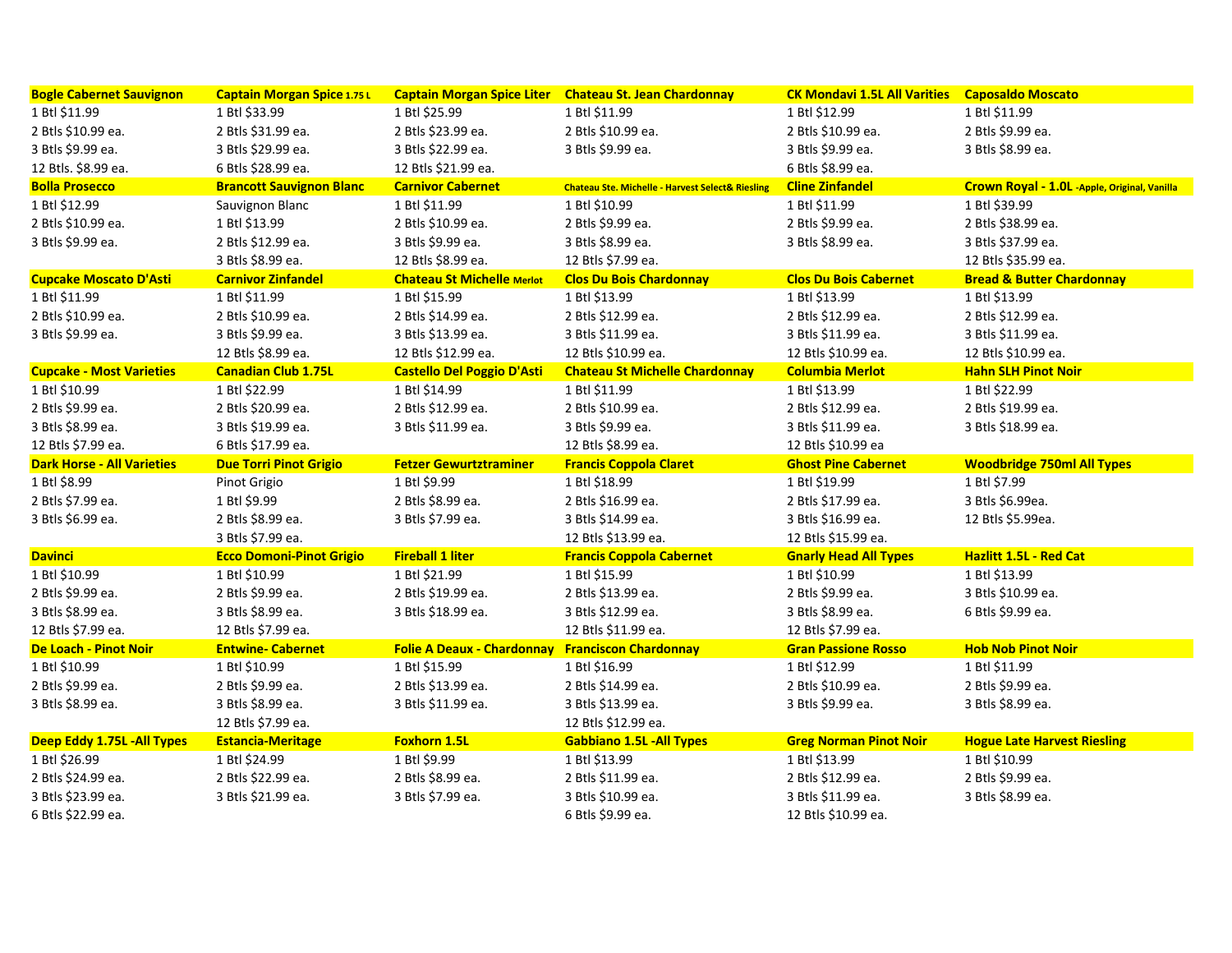| Bogle Cabernet Sauvignon | Captain Morgan Spice 1.75 L | Captain Morgan Spice Liter | Chateau St. Jean Chardonnay | CK Mondavi 1.5L All Varities | Caposaldo Moscato |
|---|---|---|---|---|---|
| 1 Btl $11.99 | 1 Btl $33.99 | 1 Btl $25.99 | 1 Btl $11.99 | 1 Btl $12.99 | 1 Btl $11.99 |
| 2 Btls $10.99 ea. | 2 Btls $31.99 ea. | 2 Btls $23.99 ea. | 2 Btls $10.99 ea. | 2 Btls $10.99 ea. | 2 Btls $9.99 ea. |
| 3 Btls $9.99 ea. | 3 Btls $29.99 ea. | 3 Btls $22.99 ea. | 3 Btls $9.99 ea. | 3 Btls $9.99 ea. | 3 Btls $8.99 ea. |
| 12 Btls. $8.99 ea. | 6 Btls $28.99 ea. | 12 Btls $21.99 ea. | | 6 Btls $8.99 ea. | |
| **Bolla Prosecco** | **Brancott Sauvignon Blanc** | **Carnivor Cabernet** | **Chateau Ste. Michelle - Harvest Select& Riesling** | **Cline Zinfandel** | **Crown Royal - 1.0L -Apple, Original, Vanilla** |
| 1 Btl $12.99 | Sauvignon Blanc | 1 Btl $11.99 | 1 Btl $10.99 | 1 Btl $11.99 | 1 Btl $39.99 |
| 2 Btls $10.99 ea. | 1 Btl $13.99 | 2 Btls $10.99 ea. | 2 Btls $9.99 ea. | 2 Btls $9.99 ea. | 2 Btls $38.99 ea. |
| 3 Btls $9.99 ea. | 2 Btls $12.99 ea. | 3 Btls $9.99 ea. | 3 Btls $8.99 ea. | 3 Btls $8.99 ea. | 3 Btls $37.99 ea. |
| | 3 Btls $8.99 ea. | 12 Btls $8.99 ea. | 12 Btls $7.99 ea. | | 12 Btls $35.99 ea. |
| **Cupcake Moscato D'Asti** | **Carnivor Zinfandel** | **Chateau St Michelle Merlot** | **Clos Du Bois Chardonnay** | **Clos Du Bois Cabernet** | **Bread & Butter Chardonnay** |
| 1 Btl $11.99 | 1 Btl $11.99 | 1 Btl $15.99 | 1 Btl $13.99 | 1 Btl $13.99 | 1 Btl $13.99 |
| 2 Btls $10.99 ea. | 2 Btls $10.99 ea. | 2 Btls $14.99 ea. | 2 Btls $12.99 ea. | 2 Btls $12.99 ea. | 2 Btls $12.99 ea. |
| 3 Btls $9.99 ea. | 3 Btls $9.99 ea. | 3 Btls $13.99 ea. | 3 Btls $11.99 ea. | 3 Btls $11.99 ea. | 3 Btls $11.99 ea. |
| | 12 Btls $8.99 ea. | 12 Btls $12.99 ea. | 12 Btls $10.99 ea. | 12 Btls $10.99 ea. | 12 Btls $10.99 ea. |
| **Cupcake - Most Varieties** | **Canadian Club 1.75L** | **Castello Del Poggio D'Asti** | **Chateau St Michelle Chardonnay** | **Columbia Merlot** | **Hahn SLH Pinot Noir** |
| 1 Btl $10.99 | 1 Btl $22.99 | 1 Btl $14.99 | 1 Btl $11.99 | 1 Btl $13.99 | 1 Btl $22.99 |
| 2 Btls $9.99 ea. | 2 Btls $20.99 ea. | 2 Btls $12.99 ea. | 2 Btls $10.99 ea. | 2 Btls $12.99 ea. | 2 Btls $19.99 ea. |
| 3 Btls $8.99 ea. | 3 Btls $19.99 ea. | 3 Btls $11.99 ea. | 3 Btls $9.99 ea. | 3 Btls $11.99 ea. | 3 Btls $18.99 ea. |
| 12 Btls $7.99 ea. | 6 Btls $17.99 ea. | | 12 Btls $8.99 ea. | 12 Btls $10.99 ea | |
| **Dark Horse - All Varieties** | **Due Torri Pinot Grigio** | **Fetzer Gewurtztraminer** | **Francis Coppola Claret** | **Ghost Pine Cabernet** | **Woodbridge 750ml All Types** |
| 1 Btl $8.99 | Pinot Grigio | 1 Btl $9.99 | 1 Btl $18.99 | 1 Btl $19.99 | 1 Btl $7.99 |
| 2 Btls $7.99 ea. | 1 Btl $9.99 | 2 Btls $8.99 ea. | 2 Btls $16.99 ea. | 2 Btls $17.99 ea. | 3 Btls $6.99ea. |
| 3 Btls $6.99 ea. | 2 Btls $8.99 ea. | 3 Btls $7.99 ea. | 3 Btls $14.99 ea. | 3 Btls $16.99 ea. | 12 Btls $5.99ea. |
| | 3 Btls $7.99 ea. | | 12 Btls $13.99 ea. | 12 Btls $15.99 ea. | |
| **Davinci** | **Ecco Domoni-Pinot Grigio** | **Fireball 1 liter** | **Francis Coppola Cabernet** | **Gnarly Head All Types** | **Hazlitt 1.5L - Red Cat** |
| 1 Btl $10.99 | 1 Btl $10.99 | 1 Btl $21.99 | 1 Btl $15.99 | 1 Btl $10.99 | 1 Btl $13.99 |
| 2 Btls $9.99 ea. | 2 Btls $9.99 ea. | 2 Btls $19.99 ea. | 2 Btls $13.99 ea. | 2 Btls $9.99 ea. | 3 Btls $10.99 ea. |
| 3 Btls $8.99 ea. | 3 Btls $8.99 ea. | 3 Btls $18.99 ea. | 3 Btls $12.99 ea. | 3 Btls $8.99 ea. | 6 Btls $9.99 ea. |
| 12 Btls $7.99 ea. | 12 Btls $7.99 ea. | | 12 Btls $11.99 ea. | 12 Btls $7.99 ea. | |
| **De Loach - Pinot Noir** | **Entwine- Cabernet** | **Folie A Deaux - Chardonnay** | **Franciscon Chardonnay** | **Gran Passione Rosso** | **Hob Nob Pinot Noir** |
| 1 Btl $10.99 | 1 Btl $10.99 | 1 Btl $15.99 | 1 Btl $16.99 | 1 Btl $12.99 | 1 Btl $11.99 |
| 2 Btls $9.99 ea. | 2 Btls $9.99 ea. | 2 Btls $13.99 ea. | 2 Btls $14.99 ea. | 2 Btls $10.99 ea. | 2 Btls $9.99 ea. |
| 3 Btls $8.99 ea. | 3 Btls $8.99 ea. | 3 Btls $11.99 ea. | 3 Btls $13.99 ea. | 3 Btls $9.99 ea. | 3 Btls $8.99 ea. |
| | 12 Btls $7.99 ea. | | 12 Btls $12.99 ea. | | |
| **Deep Eddy 1.75L -All Types** | **Estancia-Meritage** | **Foxhorn 1.5L** | **Gabbiano 1.5L -All Types** | **Greg Norman Pinot Noir** | **Hogue Late Harvest Riesling** |
| 1 Btl $26.99 | 1 Btl $24.99 | 1 Btl $9.99 | 1 Btl $13.99 | 1 Btl $13.99 | 1 Btl $10.99 |
| 2 Btls $24.99 ea. | 2 Btls $22.99 ea. | 2 Btls $8.99 ea. | 2 Btls $11.99 ea. | 2 Btls $12.99 ea. | 2 Btls $9.99 ea. |
| 3 Btls $23.99 ea. | 3 Btls $21.99 ea. | 3 Btls $7.99 ea. | 3 Btls $10.99 ea. | 3 Btls $11.99 ea. | 3 Btls $8.99 ea. |
| 6 Btls $22.99 ea. | | | 6 Btls $9.99 ea. | 12 Btls $10.99 ea. | |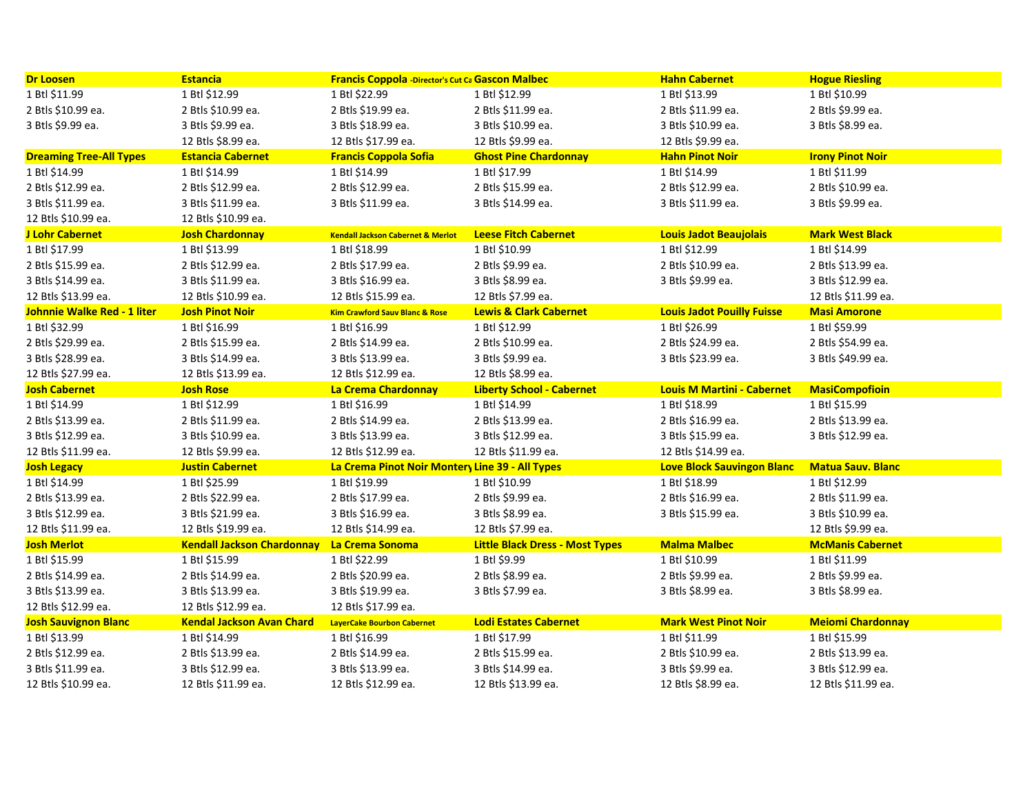| Dr Loosen | Estancia | Francis Coppola -Director's Cut Ca | Gascon Malbec | Hahn Cabernet | Hogue Riesling |
|---|---|---|---|---|---|
| 1 Btl $11.99 | 1 Btl $12.99 | 1 Btl $22.99 | 1 Btl $12.99 | 1 Btl $13.99 | 1 Btl $10.99 |
| 2 Btls $10.99 ea. | 2 Btls $10.99 ea. | 2 Btls $19.99 ea. | 2 Btls $11.99 ea. | 2 Btls $11.99 ea. | 2 Btls $9.99 ea. |
| 3 Btls $9.99 ea. | 3 Btls $9.99 ea. | 3 Btls $18.99 ea. | 3 Btls $10.99 ea. | 3 Btls $10.99 ea. | 3 Btls $8.99 ea. |
| | 12 Btls $8.99 ea. | 12 Btls $17.99 ea. | 12 Btls $9.99 ea. | 12 Btls $9.99 ea. | |
| **Dreaming Tree-All Types** | **Estancia Cabernet** | **Francis Coppola Sofia** | **Ghost Pine Chardonnay** | **Hahn Pinot Noir** | **Irony Pinot Noir** |
| 1 Btl $14.99 | 1 Btl $14.99 | 1 Btl $14.99 | 1 Btl $17.99 | 1 Btl $14.99 | 1 Btl $11.99 |
| 2 Btls $12.99 ea. | 2 Btls $12.99 ea. | 2 Btls $12.99 ea. | 2 Btls $15.99 ea. | 2 Btls $12.99 ea. | 2 Btls $10.99 ea. |
| 3 Btls $11.99 ea. | 3 Btls $11.99 ea. | 3 Btls $11.99 ea. | 3 Btls $14.99 ea. | 3 Btls $11.99 ea. | 3 Btls $9.99 ea. |
| 12 Btls $10.99 ea. | 12 Btls $10.99 ea. | | | | |
| **J Lohr Cabernet** | **Josh Chardonnay** | **Kendall Jackson Cabernet & Merlot** | **Leese Fitch Cabernet** | **Louis Jadot Beaujolais** | **Mark West Black** |
| 1 Btl $17.99 | 1 Btl $13.99 | 1 Btl $18.99 | 1 Btl $10.99 | 1 Btl $12.99 | 1 Btl $14.99 |
| 2 Btls $15.99 ea. | 2 Btls $12.99 ea. | 2 Btls $17.99 ea. | 2 Btls $9.99 ea. | 2 Btls $10.99 ea. | 2 Btls $13.99 ea. |
| 3 Btls $14.99 ea. | 3 Btls $11.99 ea. | 3 Btls $16.99 ea. | 3 Btls $8.99 ea. | 3 Btls $9.99 ea. | 3 Btls $12.99 ea. |
| 12 Btls $13.99 ea. | 12 Btls $10.99 ea. | 12 Btls $15.99 ea. | 12 Btls $7.99 ea. | | 12 Btls $11.99 ea. |
| **Johnnie Walke Red - 1 liter** | **Josh Pinot Noir** | **Kim Crawford Sauv Blanc & Rose** | **Lewis & Clark Cabernet** | **Louis Jadot Pouilly Fuisse** | **Masi Amorone** |
| 1 Btl $32.99 | 1 Btl $16.99 | 1 Btl $16.99 | 1 Btl $12.99 | 1 Btl $26.99 | 1 Btl $59.99 |
| 2 Btls $29.99 ea. | 2 Btls $15.99 ea. | 2 Btls $14.99 ea. | 2 Btls $10.99 ea. | 2 Btls $24.99 ea. | 2 Btls $54.99 ea. |
| 3 Btls $28.99 ea. | 3 Btls $14.99 ea. | 3 Btls $13.99 ea. | 3 Btls $9.99 ea. | 3 Btls $23.99 ea. | 3 Btls $49.99 ea. |
| 12 Btls $27.99 ea. | 12 Btls $13.99 ea. | 12 Btls $12.99 ea. | 12 Btls $8.99 ea. | | |
| **Josh Cabernet** | **Josh Rose** | **La Crema Chardonnay** | **Liberty School - Cabernet** | **Louis M Martini - Cabernet** | **MasiCompofioin** |
| 1 Btl $14.99 | 1 Btl $12.99 | 1 Btl $16.99 | 1 Btl $14.99 | 1 Btl $18.99 | 1 Btl $15.99 |
| 2 Btls $13.99 ea. | 2 Btls $11.99 ea. | 2 Btls $14.99 ea. | 2 Btls $13.99 ea. | 2 Btls $16.99 ea. | 2 Btls $13.99 ea. |
| 3 Btls $12.99 ea. | 3 Btls $10.99 ea. | 3 Btls $13.99 ea. | 3 Btls $12.99 ea. | 3 Btls $15.99 ea. | 3 Btls $12.99 ea. |
| 12 Btls $11.99 ea. | 12 Btls $9.99 ea. | 12 Btls $12.99 ea. | 12 Btls $11.99 ea. | 12 Btls $14.99 ea. | |
| **Josh Legacy** | **Justin Cabernet** | **La Crema Pinot Noir Montery** | **Line 39 - All Types** | **Love Block Sauvingon Blanc** | **Matua Sauv. Blanc** |
| 1 Btl $14.99 | 1 Btl $25.99 | 1 Btl $19.99 | 1 Btl $10.99 | 1 Btl $18.99 | 1 Btl $12.99 |
| 2 Btls $13.99 ea. | 2 Btls $22.99 ea. | 2 Btls $17.99 ea. | 2 Btls $9.99 ea. | 2 Btls $16.99 ea. | 2 Btls $11.99 ea. |
| 3 Btls $12.99 ea. | 3 Btls $21.99 ea. | 3 Btls $16.99 ea. | 3 Btls $8.99 ea. | 3 Btls $15.99 ea. | 3 Btls $10.99 ea. |
| 12 Btls $11.99 ea. | 12 Btls $19.99 ea. | 12 Btls $14.99 ea. | 12 Btls $7.99 ea. | | 12 Btls $9.99 ea. |
| **Josh Merlot** | **Kendall Jackson Chardonnay** | **La Crema Sonoma** | **Little Black Dress - Most Types** | **Malma Malbec** | **McManis Cabernet** |
| 1 Btl $15.99 | 1 Btl $15.99 | 1 Btl $22.99 | 1 Btl $9.99 | 1 Btl $10.99 | 1 Btl $11.99 |
| 2 Btls $14.99 ea. | 2 Btls $14.99 ea. | 2 Btls $20.99 ea. | 2 Btls $8.99 ea. | 2 Btls $9.99 ea. | 2 Btls $9.99 ea. |
| 3 Btls $13.99 ea. | 3 Btls $13.99 ea. | 3 Btls $19.99 ea. | 3 Btls $7.99 ea. | 3 Btls $8.99 ea. | 3 Btls $8.99 ea. |
| 12 Btls $12.99 ea. | 12 Btls $12.99 ea. | 12 Btls $17.99 ea. | | | |
| **Josh Sauvignon Blanc** | **Kendal Jackson Avan Chard** | **LayerCake Bourbon Cabernet** | **Lodi Estates Cabernet** | **Mark West Pinot Noir** | **Meiomi Chardonnay** |
| 1 Btl $13.99 | 1 Btl $14.99 | 1 Btl $16.99 | 1 Btl $17.99 | 1 Btl $11.99 | 1 Btl $15.99 |
| 2 Btls $12.99 ea. | 2 Btls $13.99 ea. | 2 Btls $14.99 ea. | 2 Btls $15.99 ea. | 2 Btls $10.99 ea. | 2 Btls $13.99 ea. |
| 3 Btls $11.99 ea. | 3 Btls $12.99 ea. | 3 Btls $13.99 ea. | 3 Btls $14.99 ea. | 3 Btls $9.99 ea. | 3 Btls $12.99 ea. |
| 12 Btls $10.99 ea. | 12 Btls $11.99 ea. | 12 Btls $12.99 ea. | 12 Btls $13.99 ea. | 12 Btls $8.99 ea. | 12 Btls $11.99 ea. |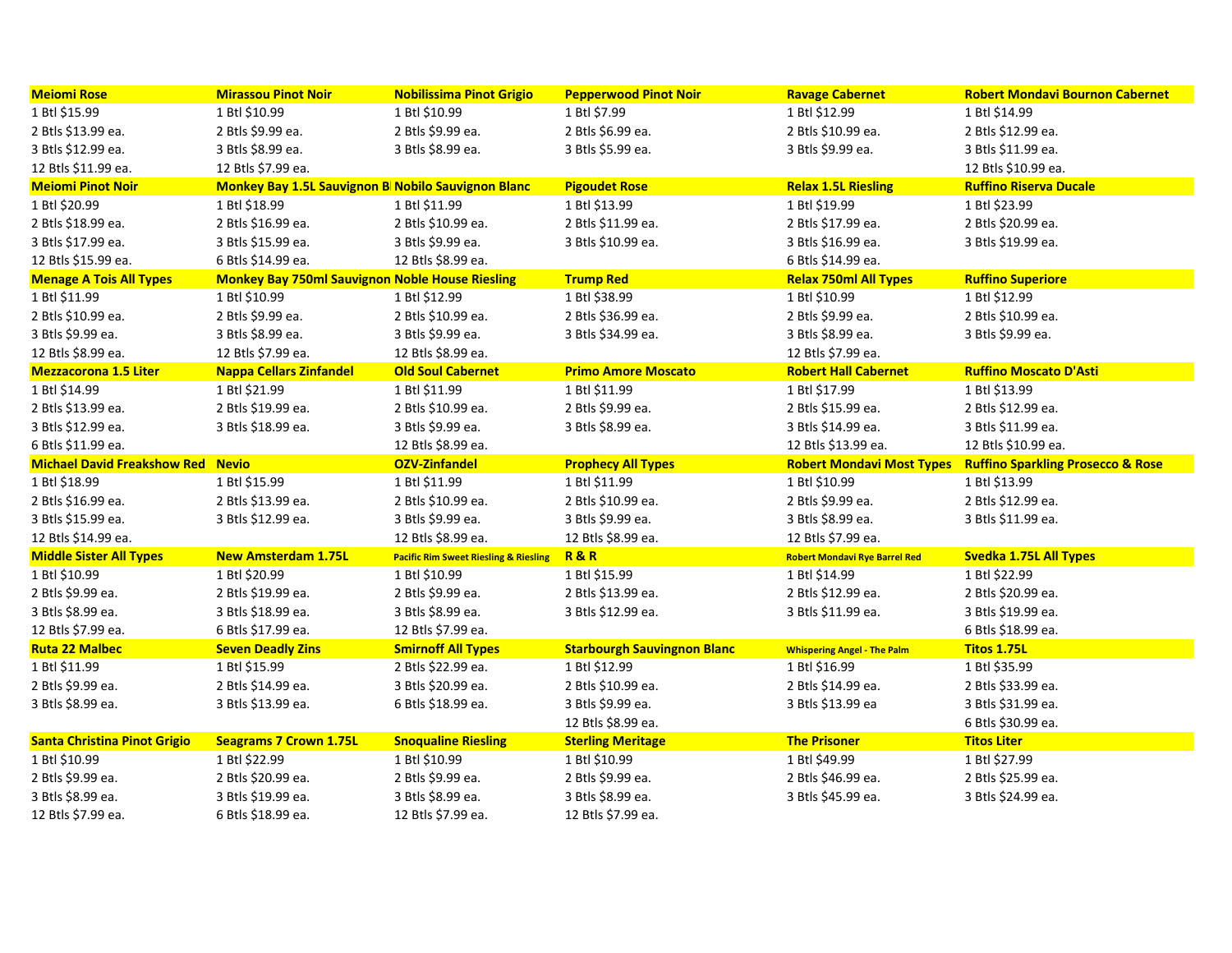| Meiomi Rose | Mirassou Pinot Noir | Nobilissima Pinot Grigio | Pepperwood Pinot Noir | Ravage Cabernet | Robert Mondavi Bournon Cabernet |
|---|---|---|---|---|---|
| 1 Btl $15.99 | 1 Btl $10.99 | 1 Btl $10.99 | 1 Btl $7.99 | 1 Btl $12.99 | 1 Btl $14.99 |
| 2 Btls $13.99 ea. | 2 Btls $9.99 ea. | 2 Btls $9.99 ea. | 2 Btls $6.99 ea. | 2 Btls $10.99 ea. | 2 Btls $12.99 ea. |
| 3 Btls $12.99 ea. | 3 Btls $8.99 ea. | 3 Btls $8.99 ea. | 3 Btls $5.99 ea. | 3 Btls $9.99 ea. | 3 Btls $11.99 ea. |
| 12 Btls $11.99 ea. | 12 Btls $7.99 ea. | | | | 12 Btls $10.99 ea. |
| **Meiomi Pinot Noir** | **Monkey Bay 1.5L Sauvignon B** | **Nobilo Sauvignon Blanc** | **Pigoudet Rose** | **Relax 1.5L Riesling** | **Ruffino Riserva Ducale** |
| 1 Btl $20.99 | 1 Btl $18.99 | 1 Btl $11.99 | 1 Btl $13.99 | 1 Btl $19.99 | 1 Btl $23.99 |
| 2 Btls $18.99 ea. | 2 Btls $16.99 ea. | 2 Btls $10.99 ea. | 2 Btls $11.99 ea. | 2 Btls $17.99 ea. | 2 Btls $20.99 ea. |
| 3 Btls $17.99 ea. | 3 Btls $15.99 ea. | 3 Btls $9.99 ea. | 3 Btls $10.99 ea. | 3 Btls $16.99 ea. | 3 Btls $19.99 ea. |
| 12 Btls $15.99 ea. | 6 Btls $14.99 ea. | 12 Btls $8.99 ea. | | 6 Btls $14.99 ea. | |
| **Menage A Tois All Types** | **Monkey Bay 750ml Sauvignon** | **Noble House Riesling** | **Trump Red** | **Relax 750ml All Types** | **Ruffino Superiore** |
| 1 Btl $11.99 | 1 Btl $10.99 | 1 Btl $12.99 | 1 Btl $38.99 | 1 Btl $10.99 | 1 Btl $12.99 |
| 2 Btls $10.99 ea. | 2 Btls $9.99 ea. | 2 Btls $10.99 ea. | 2 Btls $36.99 ea. | 2 Btls $9.99 ea. | 2 Btls $10.99 ea. |
| 3 Btls $9.99 ea. | 3 Btls $8.99 ea. | 3 Btls $9.99 ea. | 3 Btls $34.99 ea. | 3 Btls $8.99 ea. | 3 Btls $9.99 ea. |
| 12 Btls $8.99 ea. | 12 Btls $7.99 ea. | 12 Btls $8.99 ea. | | 12 Btls $7.99 ea. | |
| **Mezzacorona 1.5 Liter** | **Nappa Cellars Zinfandel** | **Old Soul Cabernet** | **Primo Amore Moscato** | **Robert Hall Cabernet** | **Ruffino Moscato D'Asti** |
| 1 Btl $14.99 | 1 Btl $21.99 | 1 Btl $11.99 | 1 Btl $11.99 | 1 Btl $17.99 | 1 Btl $13.99 |
| 2 Btls $13.99 ea. | 2 Btls $19.99 ea. | 2 Btls $10.99 ea. | 2 Btls $9.99 ea. | 2 Btls $15.99 ea. | 2 Btls $12.99 ea. |
| 3 Btls $12.99 ea. | 3 Btls $18.99 ea. | 3 Btls $9.99 ea. | 3 Btls $8.99 ea. | 3 Btls $14.99 ea. | 3 Btls $11.99 ea. |
| 6 Btls $11.99 ea. | | 12 Btls $8.99 ea. | | 12 Btls $13.99 ea. | 12 Btls $10.99 ea. |
| **Michael David Freakshow Red** | **Nevio** | **OZV-Zinfandel** | **Prophecy All Types** | **Robert Mondavi Most Types** | **Ruffino Sparkling Prosecco & Rose** |
| 1 Btl $18.99 | 1 Btl $15.99 | 1 Btl $11.99 | 1 Btl $11.99 | 1 Btl $10.99 | 1 Btl $13.99 |
| 2 Btls $16.99 ea. | 2 Btls $13.99 ea. | 2 Btls $10.99 ea. | 2 Btls $10.99 ea. | 2 Btls $9.99 ea. | 2 Btls $12.99 ea. |
| 3 Btls $15.99 ea. | 3 Btls $12.99 ea. | 3 Btls $9.99 ea. | 3 Btls $9.99 ea. | 3 Btls $8.99 ea. | 3 Btls $11.99 ea. |
| 12 Btls $14.99 ea. | | 12 Btls $8.99 ea. | 12 Btls $8.99 ea. | 12 Btls $7.99 ea. | |
| **Middle Sister All Types** | **New Amsterdam 1.75L** | **Pacific Rim Sweet Riesling & Riesling** | **R & R** | **Robert Mondavi Rye Barrel Red** | **Svedka 1.75L All Types** |
| 1 Btl $10.99 | 1 Btl $20.99 | 1 Btl $10.99 | 1 Btl $15.99 | 1 Btl $14.99 | 1 Btl $22.99 |
| 2 Btls $9.99 ea. | 2 Btls $19.99 ea. | 2 Btls $9.99 ea. | 2 Btls $13.99 ea. | 2 Btls $12.99 ea. | 2 Btls $20.99 ea. |
| 3 Btls $8.99 ea. | 3 Btls $18.99 ea. | 3 Btls $8.99 ea. | 3 Btls $12.99 ea. | 3 Btls $11.99 ea. | 3 Btls $19.99 ea. |
| 12 Btls $7.99 ea. | 6 Btls $17.99 ea. | 12 Btls $7.99 ea. | | | 6 Btls $18.99 ea. |
| **Ruta 22 Malbec** | **Seven Deadly Zins** | **Smirnoff All Types** | **Starbourgh Sauvingnon Blanc** | **Whispering Angel - The Palm** | **Titos 1.75L** |
| 1 Btl $11.99 | 1 Btl $15.99 | 2 Btls $22.99 ea. | 1 Btl $12.99 | 1 Btl $16.99 | 1 Btl $35.99 |
| 2 Btls $9.99 ea. | 2 Btls $14.99 ea. | 3 Btls $20.99 ea. | 2 Btls $10.99 ea. | 2 Btls $14.99 ea. | 2 Btls $33.99 ea. |
| 3 Btls $8.99 ea. | 3 Btls $13.99 ea. | 6 Btls $18.99 ea. | 3 Btls $9.99 ea. | 3 Btls $13.99 ea | 3 Btls $31.99 ea. |
| | | | 12 Btls $8.99 ea. | | 6 Btls $30.99 ea. |
| **Santa Christina Pinot Grigio** | **Seagrams 7 Crown 1.75L** | **Snoqualine Riesling** | **Sterling Meritage** | **The Prisoner** | **Titos Liter** |
| 1 Btl $10.99 | 1 Btl $22.99 | 1 Btl $10.99 | 1 Btl $10.99 | 1 Btl $49.99 | 1 Btl $27.99 |
| 2 Btls $9.99 ea. | 2 Btls $20.99 ea. | 2 Btls $9.99 ea. | 2 Btls $9.99 ea. | 2 Btls $46.99 ea. | 2 Btls $25.99 ea. |
| 3 Btls $8.99 ea. | 3 Btls $19.99 ea. | 3 Btls $8.99 ea. | 3 Btls $8.99 ea. | 3 Btls $45.99 ea. | 3 Btls $24.99 ea. |
| 12 Btls $7.99 ea. | 6 Btls $18.99 ea. | 12 Btls $7.99 ea. | 12 Btls $7.99 ea. | | |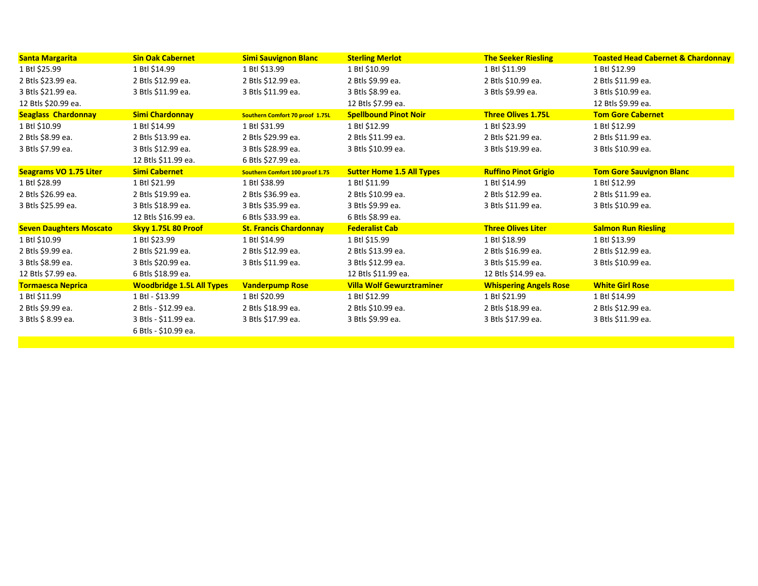| | | | | | |
|---|---|---|---|---|---|
| **Santa Margarita** | **Sin Oak Cabernet** | **Simi Sauvignon Blanc** | **Sterling Merlot** | **The Seeker Riesling** | **Toasted Head Cabernet & Chardonnay** |
| 1 Btl $25.99 | 1 Btl $14.99 | 1 Btl $13.99 | 1 Btl $10.99 | 1 Btl $11.99 | 1 Btl $12.99 |
| 2 Btls $23.99 ea. | 2 Btls $12.99 ea. | 2 Btls $12.99 ea. | 2 Btls $9.99 ea. | 2 Btls $10.99 ea. | 2 Btls $11.99 ea. |
| 3 Btls $21.99 ea. | 3 Btls $11.99 ea. | 3 Btls $11.99 ea. | 3 Btls $8.99 ea. | 3 Btls $9.99 ea. | 3 Btls $10.99 ea. |
| 12 Btls $20.99 ea. | | | 12 Btls $7.99 ea. | | 12 Btls $9.99 ea. |
| **Seaglass Chardonnay** | **Simi Chardonnay** | **Southern Comfort 70 proof 1.75L** | **Spellbound Pinot Noir** | **Three Olives 1.75L** | **Tom Gore Cabernet** |
| 1 Btl $10.99 | 1 Btl $14.99 | 1 Btl $31.99 | 1 Btl $12.99 | 1 Btl $23.99 | 1 Btl $12.99 |
| 2 Btls $8.99 ea. | 2 Btls $13.99 ea. | 2 Btls $29.99 ea. | 2 Btls $11.99 ea. | 2 Btls $21.99 ea. | 2 Btls $11.99 ea. |
| 3 Btls $7.99 ea. | 3 Btls $12.99 ea. | 3 Btls $28.99 ea. | 3 Btls $10.99 ea. | 3 Btls $19.99 ea. | 3 Btls $10.99 ea. |
| | 12 Btls $11.99 ea. | 6 Btls $27.99 ea. | | | |
| **Seagrams VO 1.75 Liter** | **Simi Cabernet** | **Southern Comfort 100 proof 1.75** | **Sutter Home 1.5 All Types** | **Ruffino Pinot Grigio** | **Tom Gore Sauvignon Blanc** |
| 1 Btl $28.99 | 1 Btl $21.99 | 1 Btl $38.99 | 1 Btl $11.99 | 1 Btl $14.99 | 1 Btl $12.99 |
| 2 Btls $26.99 ea. | 2 Btls $19.99 ea. | 2 Btls $36.99 ea. | 2 Btls $10.99 ea. | 2 Btls $12.99 ea. | 2 Btls $11.99 ea. |
| 3 Btls $25.99 ea. | 3 Btls $18.99 ea. | 3 Btls $35.99 ea. | 3 Btls $9.99 ea. | 3 Btls $11.99 ea. | 3 Btls $10.99 ea. |
| | 12 Btls $16.99 ea. | 6 Btls $33.99 ea. | 6 Btls $8.99 ea. | | |
| **Seven Daughters Moscato** | **Skyy 1.75L 80 Proof** | **St. Francis Chardonnay** | **Federalist Cab** | **Three Olives Liter** | **Salmon Run Riesling** |
| 1 Btl $10.99 | 1 Btl $23.99 | 1 Btl $14.99 | 1 Btl $15.99 | 1 Btl $18.99 | 1 Btl $13.99 |
| 2 Btls $9.99 ea. | 2 Btls $21.99 ea. | 2 Btls $12.99 ea. | 2 Btls $13.99 ea. | 2 Btls $16.99 ea. | 2 Btls $12.99 ea. |
| 3 Btls $8.99 ea. | 3 Btls $20.99 ea. | 3 Btls $11.99 ea. | 3 Btls $12.99 ea. | 3 Btls $15.99 ea. | 3 Btls $10.99 ea. |
| 12 Btls $7.99 ea. | 6 Btls $18.99 ea. | | 12 Btls $11.99 ea. | 12 Btls $14.99 ea. | |
| **Tormaesca Neprica** | **Woodbridge 1.5L All Types** | **Vanderpump Rose** | **Villa Wolf Gewurztraminer** | **Whispering Angels Rose** | **White Girl Rose** |
| 1 Btl $11.99 | 1 Btl - $13.99 | 1 Btl $20.99 | 1 Btl $12.99 | 1 Btl $21.99 | 1 Btl $14.99 |
| 2 Btls $9.99 ea. | 2 Btls - $12.99 ea. | 2 Btls $18.99 ea. | 2 Btls $10.99 ea. | 2 Btls $18.99 ea. | 2 Btls $12.99 ea. |
| 3 Btls $ 8.99 ea. | 3 Btls - $11.99 ea. | 3 Btls $17.99 ea. | 3 Btls $9.99 ea. | 3 Btls $17.99 ea. | 3 Btls $11.99 ea. |
| | 6 Btls - $10.99 ea. | | | | |